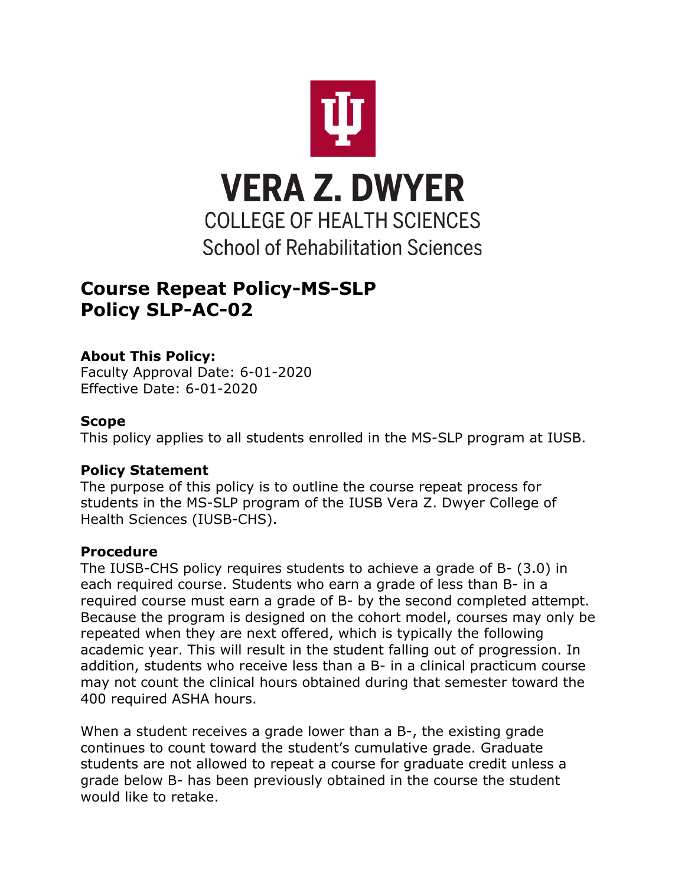VERA Z. DWYER

COLLEGE OF HEALTH SCIENCES

School of Rehabilitation Sciences

# Course Repeat Policy-MS-SLP
# Policy SLP-AC-02

**About This Policy:**
Faculty Approval Date: 6-01-2020
Effective Date: 6-01-2020

**Scope**
This policy applies to all students enrolled in the MS-SLP program at IUSB.

**Policy Statement**
The purpose of this policy is to outline the course repeat process for students in the MS-SLP program of the IUSB Vera Z. Dwyer College of Health Sciences (IUSB-CHS).

**Procedure**
The IUSB-CHS policy requires students to achieve a grade of B- (3.0) in each required course. Students who earn a grade of less than B- in a required course must earn a grade of B- by the second completed attempt. Because the program is designed on the cohort model, courses may only be repeated when they are next offered, which is typically the following academic year. This will result in the student falling out of progression. In addition, students who receive less than a B- in a clinical practicum course may not count the clinical hours obtained during that semester toward the 400 required ASHA hours.

When a student receives a grade lower than a B-, the existing grade continues to count toward the student's cumulative grade. Graduate students are not allowed to repeat a course for graduate credit unless a grade below B- has been previously obtained in the course the student would like to retake.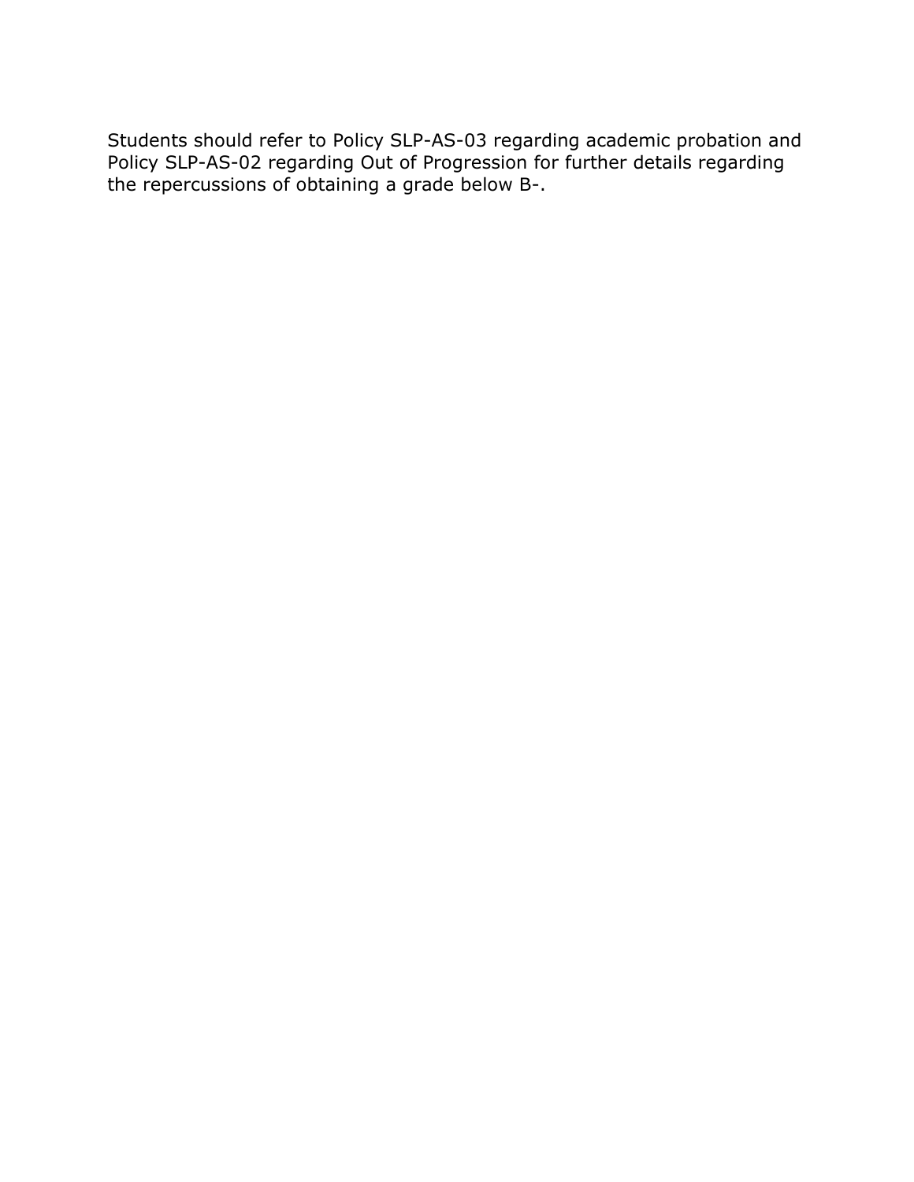Students should refer to Policy SLP-AS-03 regarding academic probation and Policy SLP-AS-02 regarding Out of Progression for further details regarding the repercussions of obtaining a grade below B-.